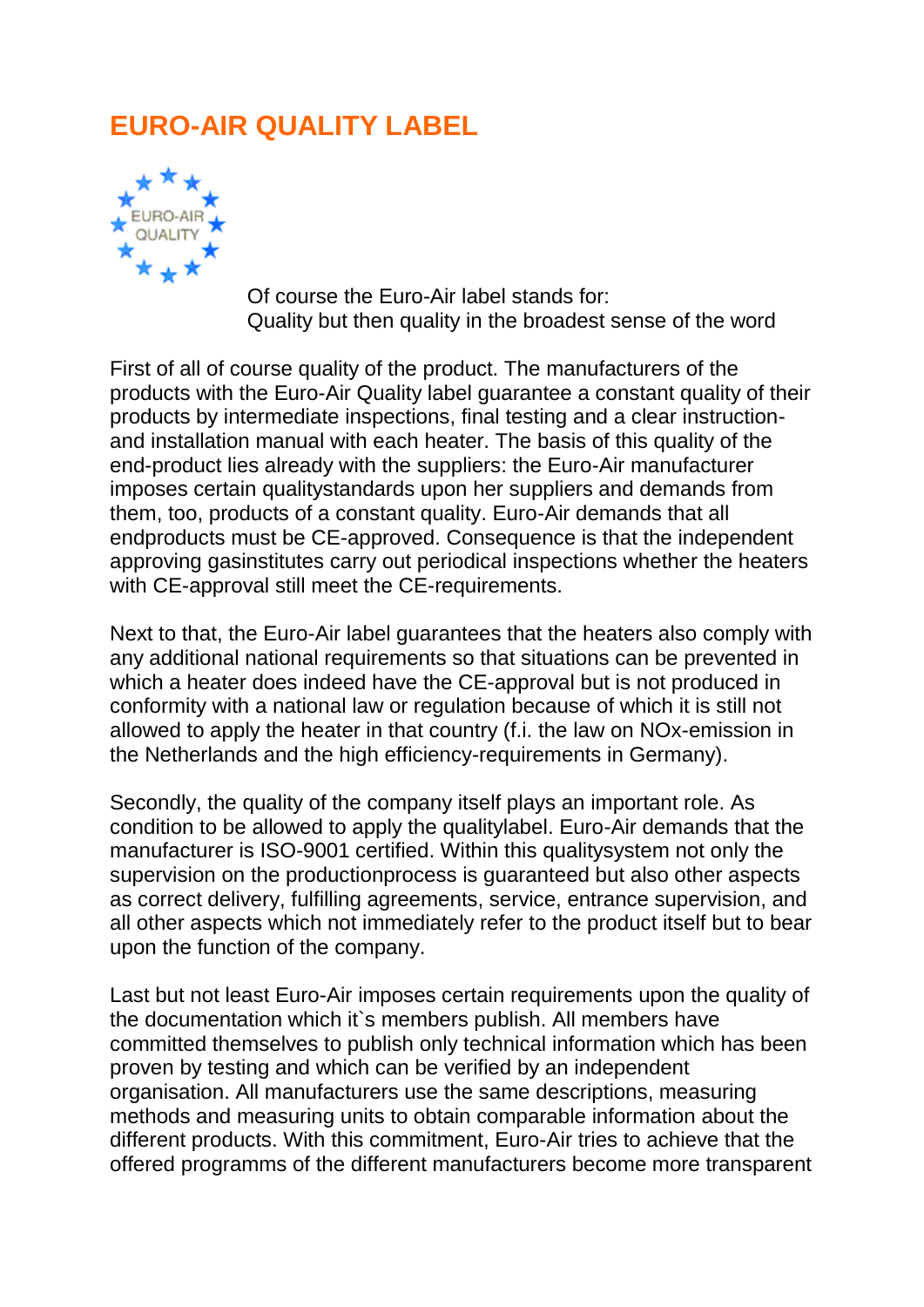# EURO-AIR QUALITY LABEL

Of course the Euro-Air label stands for:
Quality but then quality in the broadest sense of the word

First of all of course quality of the product. The manufacturers of the products with the Euro-Air Quality label guarantee a constant quality of their products by intermediate inspections, final testing and a clear instruction- and installation manual with each heater. The basis of this quality of the end-product lies already with the suppliers: the Euro-Air manufacturer imposes certain qualitystandards upon her suppliers and demands from them, too, products of a constant quality. Euro-Air demands that all endproducts must be CE-approved. Consequence is that the independent approving gasinstitutes carry out periodical inspections whether the heaters with CE-approval still meet the CE-requirements.

Next to that, the Euro-Air label guarantees that the heaters also comply with any additional national requirements so that situations can be prevented in which a heater does indeed have the CE-approval but is not produced in conformity with a national law or regulation because of which it is still not allowed to apply the heater in that country (f.i. the law on NOx-emission in the Netherlands and the high efficiency-requirements in Germany).

Secondly, the quality of the company itself plays an important role. As condition to be allowed to apply the qualitylabel. Euro-Air demands that the manufacturer is ISO-9001 certified. Within this qualitysystem not only the supervision on the productionprocess is guaranteed but also other aspects as correct delivery, fulfilling agreements, service, entrance supervision, and all other aspects which not immediately refer to the product itself but to bear upon the function of the company.

Last but not least Euro-Air imposes certain requirements upon the quality of the documentation which it`s members publish. All members have committed themselves to publish only technical information which has been proven by testing and which can be verified by an independent organisation. All manufacturers use the same descriptions, measuring methods and measuring units to obtain comparable information about the different products. With this commitment, Euro-Air tries to achieve that the offered programms of the different manufacturers become more transparent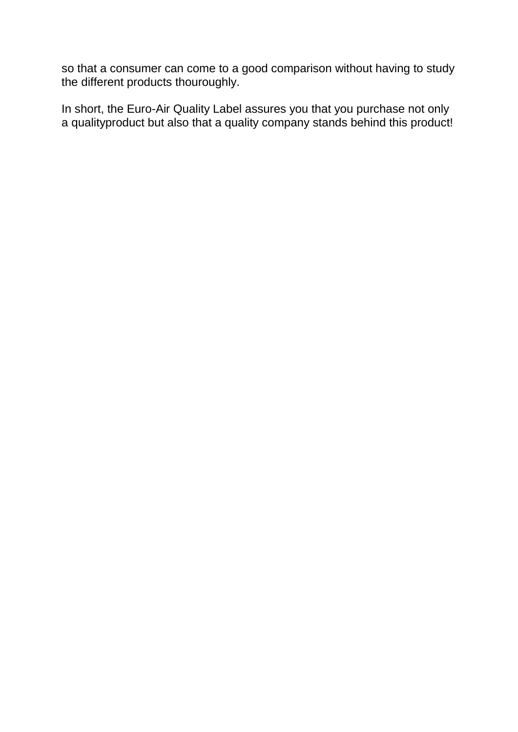so that a consumer can come to a good comparison without having to study the different products thouroughly.

In short, the Euro-Air Quality Label assures you that you purchase not only a qualityproduct but also that a quality company stands behind this product!